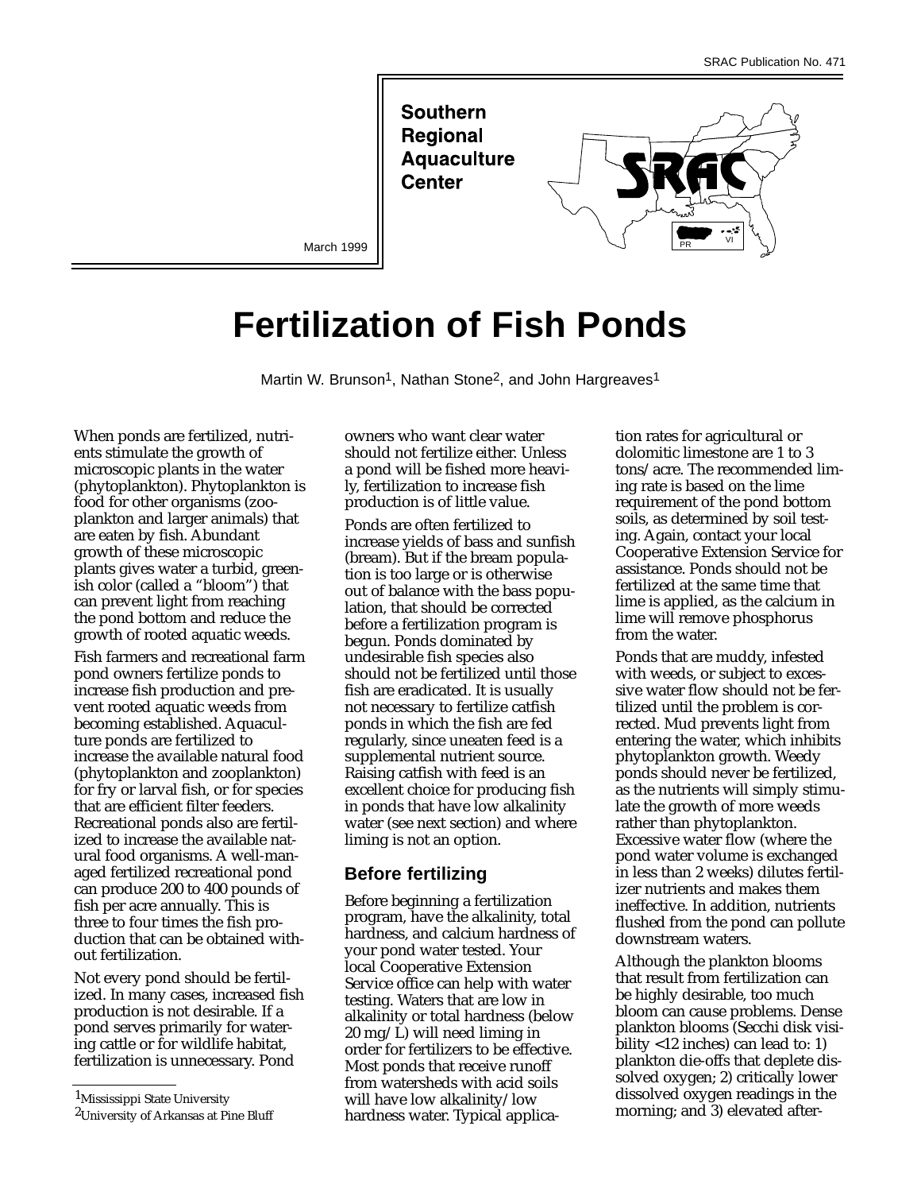SRAC Publication No. 471

Southern Regional Aquaculture Center

March 1999

# Fertilization of Fish Ponds

Martin W. Brunson[1], Nathan Stone[2], and John Hargreaves[1]

When ponds are fertilized, nutrients stimulate the growth of microscopic plants in the water (phytoplankton). Phytoplankton is food for other organisms (zooplankton and larger animals) that are eaten by fish. Abundant growth of these microscopic plants gives water a turbid, greenish color (called a "bloom") that can prevent light from reaching the pond bottom and reduce the growth of rooted aquatic weeds.

Fish farmers and recreational farm pond owners fertilize ponds to increase fish production and prevent rooted aquatic weeds from becoming established. Aquaculture ponds are fertilized to increase the available natural food (phytoplankton and zooplankton) for fry or larval fish, or for species that are efficient filter feeders. Recreational ponds also are fertilized to increase the available natural food organisms. A well-managed fertilized recreational pond can produce 200 to 400 pounds of fish per acre annually. This is three to four times the fish production that can be obtained without fertilization.

Not every pond should be fertilized. In many cases, increased fish production is not desirable. If a pond serves primarily for watering cattle or for wildlife habitat, fertilization is unnecessary. Pond owners who want clear water should not fertilize either. Unless a pond will be fished more heavily, fertilization to increase fish production is of little value.

Ponds are often fertilized to increase yields of bass and sunfish (bream). But if the bream population is too large or is otherwise out of balance with the bass population, that should be corrected before a fertilization program is begun. Ponds dominated by undesirable fish species also should not be fertilized until those fish are eradicated. It is usually not necessary to fertilize catfish ponds in which the fish are fed regularly, since uneaten feed is a supplemental nutrient source. Raising catfish with feed is an excellent choice for producing fish in ponds that have low alkalinity water (see next section) and where liming is not an option.

## Before fertilizing

Before beginning a fertilization program, have the alkalinity, total hardness, and calcium hardness of your pond water tested. Your local Cooperative Extension Service office can help with water testing. Waters that are low in alkalinity or total hardness (below 20 mg/L) will need liming in order for fertilizers to be effective. Most ponds that receive runoff from watersheds with acid soils will have low alkalinity/low hardness water. Typical application rates for agricultural or dolomitic limestone are 1 to 3 tons/acre. The recommended liming rate is based on the lime requirement of the pond bottom soils, as determined by soil testing. Again, contact your local Cooperative Extension Service for assistance. Ponds should not be fertilized at the same time that lime is applied, as the calcium in lime will remove phosphorus from the water.

Ponds that are muddy, infested with weeds, or subject to excessive water flow should not be fertilized until the problem is corrected. Mud prevents light from entering the water, which inhibits phytoplankton growth. Weedy ponds should never be fertilized, as the nutrients will simply stimulate the growth of more weeds rather than phytoplankton. Excessive water flow (where the pond water volume is exchanged in less than 2 weeks) dilutes fertilizer nutrients and makes them ineffective. In addition, nutrients flushed from the pond can pollute downstream waters.

Although the plankton blooms that result from fertilization can be highly desirable, too much bloom can cause problems. Dense plankton blooms (Secchi disk visibility <12 inches) can lead to: 1) plankton die-offs that deplete dissolved oxygen; 2) critically lower dissolved oxygen readings in the morning; and 3) elevated after-

[1]Mississippi State University

[2]University of Arkansas at Pine Bluff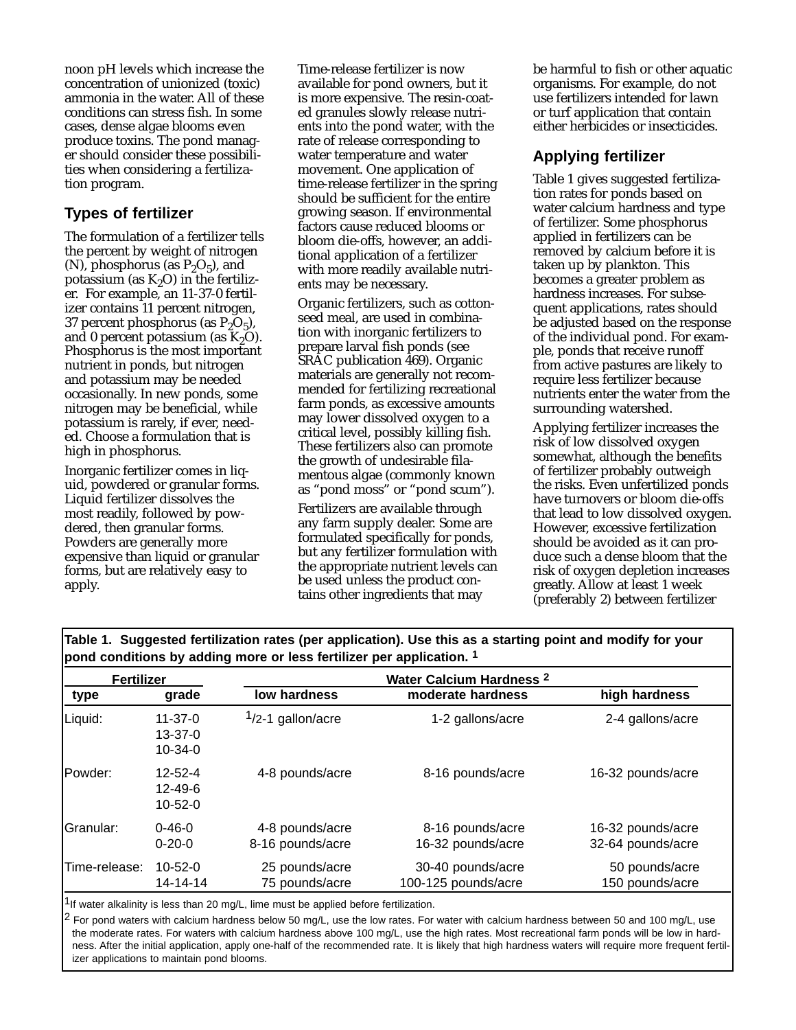noon pH levels which increase the concentration of unionized (toxic) ammonia in the water. All of these conditions can stress fish. In some cases, dense algae blooms even produce toxins. The pond manager should consider these possibilities when considering a fertilization program.

## Types of fertilizer

The formulation of a fertilizer tells the percent by weight of nitrogen (N), phosphorus (as $P_2O_5$), and potassium (as $K_2O$) in the fertilizer. For example, an 11-37-0 fertilizer contains 11 percent nitrogen, 37 percent phosphorus (as $P_2O_5$), and 0 percent potassium (as $K_2O$). Phosphorus is the most important nutrient in ponds, but nitrogen and potassium may be needed occasionally. In new ponds, some nitrogen may be beneficial, while potassium is rarely, if ever, needed. Choose a formulation that is high in phosphorus.

Inorganic fertilizer comes in liquid, powdered or granular forms. Liquid fertilizer dissolves the most readily, followed by powdered, then granular forms. Powders are generally more expensive than liquid or granular forms, but are relatively easy to apply.

Time-release fertilizer is now available for pond owners, but it is more expensive. The resin-coated granules slowly release nutrients into the pond water, with the rate of release corresponding to water temperature and water movement. One application of time-release fertilizer in the spring should be sufficient for the entire growing season. If environmental factors cause reduced blooms or bloom die-offs, however, an additional application of a fertilizer with more readily available nutrients may be necessary.

Organic fertilizers, such as cottonseed meal, are used in combination with inorganic fertilizers to prepare larval fish ponds (see SRAC publication 469). Organic materials are generally not recommended for fertilizing recreational farm ponds, as excessive amounts may lower dissolved oxygen to a critical level, possibly killing fish. These fertilizers also can promote the growth of undesirable filamentous algae (commonly known as "pond moss" or "pond scum").

Fertilizers are available through any farm supply dealer. Some are formulated specifically for ponds, but any fertilizer formulation with the appropriate nutrient levels can be used unless the product contains other ingredients that may be harmful to fish or other aquatic organisms. For example, do not use fertilizers intended for lawn or turf application that contain either herbicides or insecticides.

## Applying fertilizer

Table 1 gives suggested fertilization rates for ponds based on water calcium hardness and type of fertilizer. Some phosphorus applied in fertilizers can be removed by calcium before it is taken up by plankton. This becomes a greater problem as hardness increases. For subsequent applications, rates should be adjusted based on the response of the individual pond. For example, ponds that receive runoff from active pastures are likely to require less fertilizer because nutrients enter the water from the surrounding watershed.

Applying fertilizer increases the risk of low dissolved oxygen somewhat, although the benefits of fertilizer probably outweigh the risks. Even unfertilized ponds have turnovers or bloom die-offs that lead to low dissolved oxygen. However, excessive fertilization should be avoided as it can produce such a dense bloom that the risk of oxygen depletion increases greatly. Allow at least 1 week (preferably 2) between fertilizer

**Table 1. Suggested fertilization rates (per application). Use this as a starting point and modify for your pond conditions by adding more or less fertilizer per application. [1]**

| Fertilizer | | Water Calcium Hardness [2] | | |
|---|---|---|---|---|
| type | grade | low hardness | moderate hardness | high hardness |
| Liquid: | 11-37-0<br>13-37-0<br>10-34-0 | 1/2-1 gallon/acre | 1-2 gallons/acre | 2-4 gallons/acre |
| Powder: | 12-52-4<br>12-49-6<br>10-52-0 | 4-8 pounds/acre | 8-16 pounds/acre | 16-32 pounds/acre |
| Granular: | 0-46-0 | 4-8 pounds/acre | 8-16 pounds/acre | 16-32 pounds/acre |
| | 0-20-0 | 8-16 pounds/acre | 16-32 pounds/acre | 32-64 pounds/acre |
| Time-release: | 10-52-0 | 25 pounds/acre | 30-40 pounds/acre | 50 pounds/acre |
| | 14-14-14 | 75 pounds/acre | 100-125 pounds/acre | 150 pounds/acre |

[1] If water alkalinity is less than 20 mg/L, lime must be applied before fertilization.

[2] For pond waters with calcium hardness below 50 mg/L, use the low rates. For water with calcium hardness between 50 and 100 mg/L, use the moderate rates. For waters with calcium hardness above 100 mg/L, use the high rates. Most recreational farm ponds will be low in hardness. After the initial application, apply one-half of the recommended rate. It is likely that high hardness waters will require more frequent fertilizer applications to maintain pond blooms.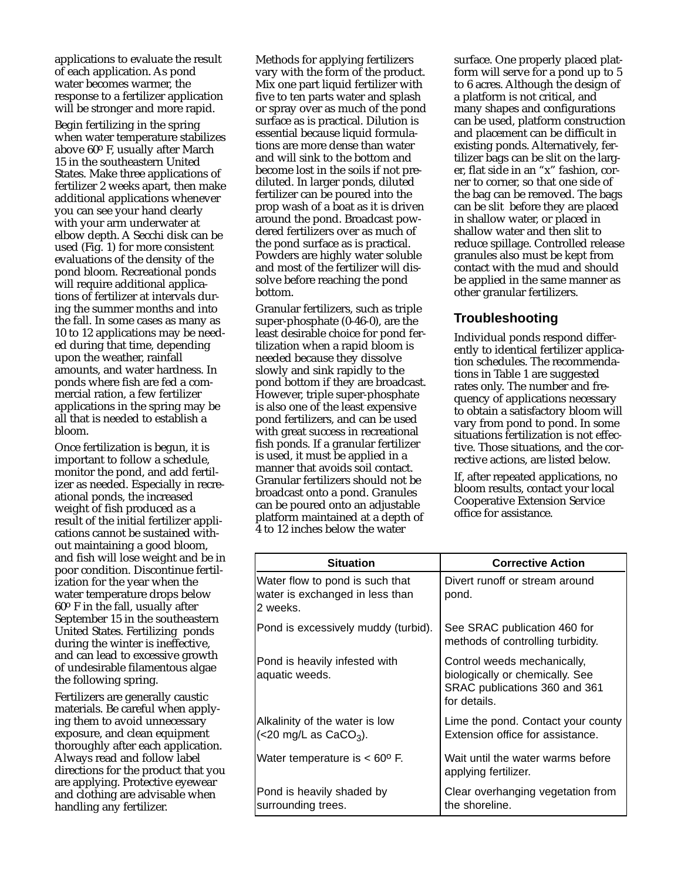applications to evaluate the result of each application. As pond water becomes warmer, the response to a fertilizer application will be stronger and more rapid.

Begin fertilizing in the spring when water temperature stabilizes above 60º F, usually after March 15 in the southeastern United States. Make three applications of fertilizer 2 weeks apart, then make additional applications whenever you can see your hand clearly with your arm underwater at elbow depth. A Secchi disk can be used (Fig. 1) for more consistent evaluations of the density of the pond bloom. Recreational ponds will require additional applications of fertilizer at intervals during the summer months and into the fall. In some cases as many as 10 to 12 applications may be needed during that time, depending upon the weather, rainfall amounts, and water hardness. In ponds where fish are fed a commercial ration, a few fertilizer applications in the spring may be all that is needed to establish a bloom.

Once fertilization is begun, it is important to follow a schedule, monitor the pond, and add fertilizer as needed. Especially in recreational ponds, the increased weight of fish produced as a result of the initial fertilizer applications cannot be sustained without maintaining a good bloom, and fish will lose weight and be in poor condition. Discontinue fertilization for the year when the water temperature drops below 60º F in the fall, usually after September 15 in the southeastern United States. Fertilizing ponds during the winter is ineffective, and can lead to excessive growth of undesirable filamentous algae the following spring.

Fertilizers are generally caustic materials. Be careful when applying them to avoid unnecessary exposure, and clean equipment thoroughly after each application. Always read and follow label directions for the product that you are applying. Protective eyewear and clothing are advisable when handling any fertilizer.

Methods for applying fertilizers vary with the form of the product. Mix one part liquid fertilizer with five to ten parts water and splash or spray over as much of the pond surface as is practical. Dilution is essential because liquid formulations are more dense than water and will sink to the bottom and become lost in the soils if not prediluted. In larger ponds, diluted fertilizer can be poured into the prop wash of a boat as it is driven around the pond. Broadcast powdered fertilizers over as much of the pond surface as is practical. Powders are highly water soluble and most of the fertilizer will dissolve before reaching the pond bottom.

Granular fertilizers, such as triple super-phosphate (0-46-0), are the least desirable choice for pond fertilization when a rapid bloom is needed because they dissolve slowly and sink rapidly to the pond bottom if they are broadcast. However, triple super-phosphate is also one of the least expensive pond fertilizers, and can be used with great success in recreational fish ponds. If a granular fertilizer is used, it must be applied in a manner that avoids soil contact. Granular fertilizers should not be broadcast onto a pond. Granules can be poured onto an adjustable platform maintained at a depth of 4 to 12 inches below the water surface. One properly placed platform will serve for a pond up to 5 to 6 acres. Although the design of a platform is not critical, and many shapes and configurations can be used, platform construction and placement can be difficult in existing ponds. Alternatively, fertilizer bags can be slit on the larger, flat side in an "x" fashion, corner to corner, so that one side of the bag can be removed. The bags can be slit before they are placed in shallow water, or placed in shallow water and then slit to reduce spillage. Controlled release granules also must be kept from contact with the mud and should be applied in the same manner as other granular fertilizers.

## Troubleshooting

Individual ponds respond differently to identical fertilizer application schedules. The recommendations in Table 1 are suggested rates only. The number and frequency of applications necessary to obtain a satisfactory bloom will vary from pond to pond. In some situations fertilization is not effective. Those situations, and the corrective actions, are listed below.

If, after repeated applications, no bloom results, contact your local Cooperative Extension Service office for assistance.

| Situation | Corrective Action |
|---|---|
| Water flow to pond is such that water is exchanged in less than 2 weeks. | Divert runoff or stream around pond. |
| Pond is excessively muddy (turbid). | See SRAC publication 460 for methods of controlling turbidity. |
| Pond is heavily infested with aquatic weeds. | Control weeds mechanically, biologically or chemically. See SRAC publications 360 and 361 for details. |
| Alkalinity of the water is low (<20 mg/L as $CaCO_3$). | Lime the pond. Contact your county Extension office for assistance. |
| Water temperature is < 60º F. | Wait until the water warms before applying fertilizer. |
| Pond is heavily shaded by surrounding trees. | Clear overhanging vegetation from the shoreline. |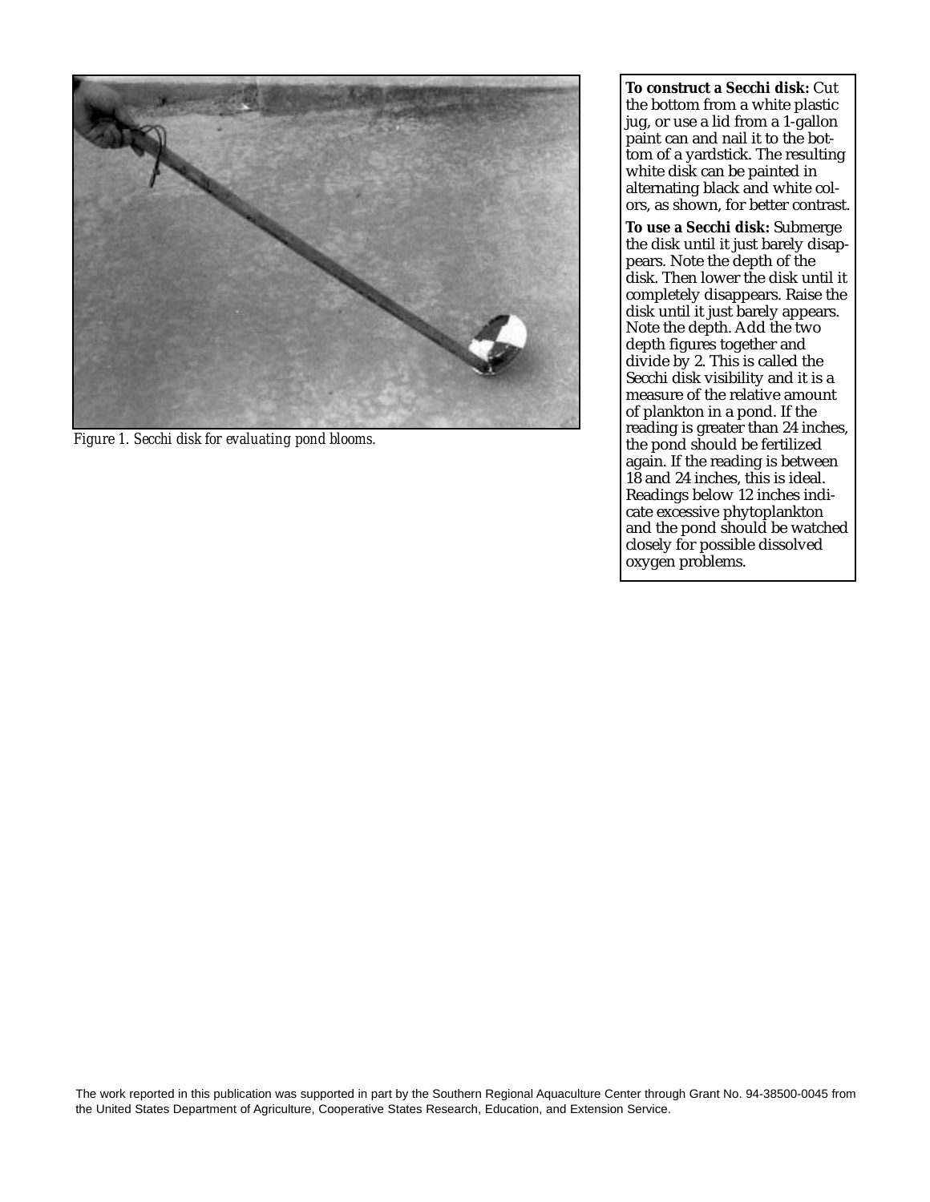*Figure 1. Secchi disk for evaluating pond blooms.*

**To construct a Secchi disk:** Cut the bottom from a white plastic jug, or use a lid from a 1-gallon paint can and nail it to the bottom of a yardstick. The resulting white disk can be painted in alternating black and white colors, as shown, for better contrast.

**To use a Secchi disk:** Submerge the disk until it just barely disappears. Note the depth of the disk. Then lower the disk until it completely disappears. Raise the disk until it just barely appears. Note the depth. Add the two depth figures together and divide by 2. This is called the Secchi disk visibility and it is a measure of the relative amount of plankton in a pond. If the reading is greater than 24 inches, the pond should be fertilized again. If the reading is between 18 and 24 inches, this is ideal. Readings below 12 inches indicate excessive phytoplankton and the pond should be watched closely for possible dissolved oxygen problems.

The work reported in this publication was supported in part by the Southern Regional Aquaculture Center through Grant No. 94-38500-0045 from the United States Department of Agriculture, Cooperative States Research, Education, and Extension Service.